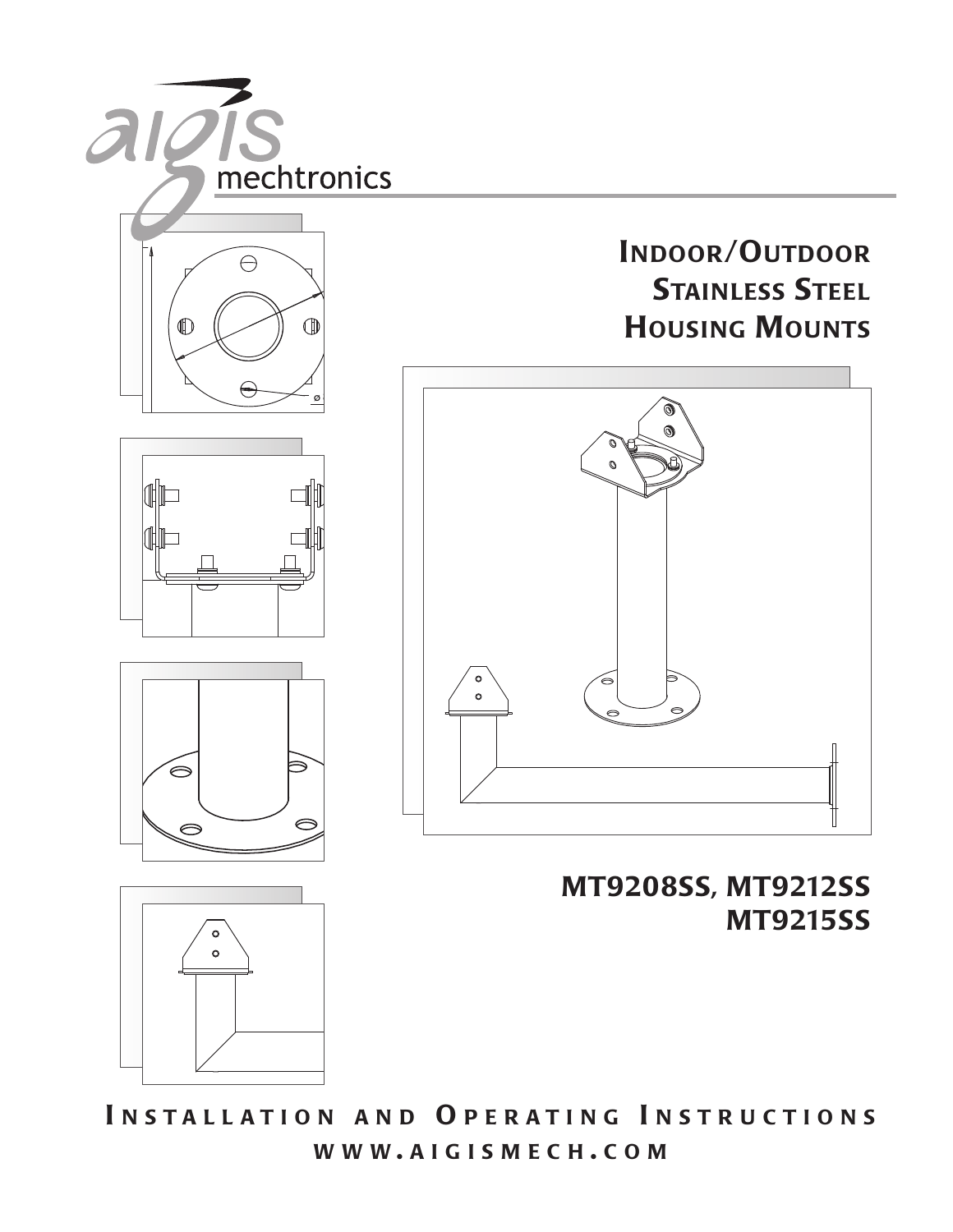aigis mechtronics

# Indoor/Outdoor Stainless Steel Housing Mounts

## MT9208SS, MT9212SS MT9215SS

**Installation and Operating Instructions**

**www.aigismech.com**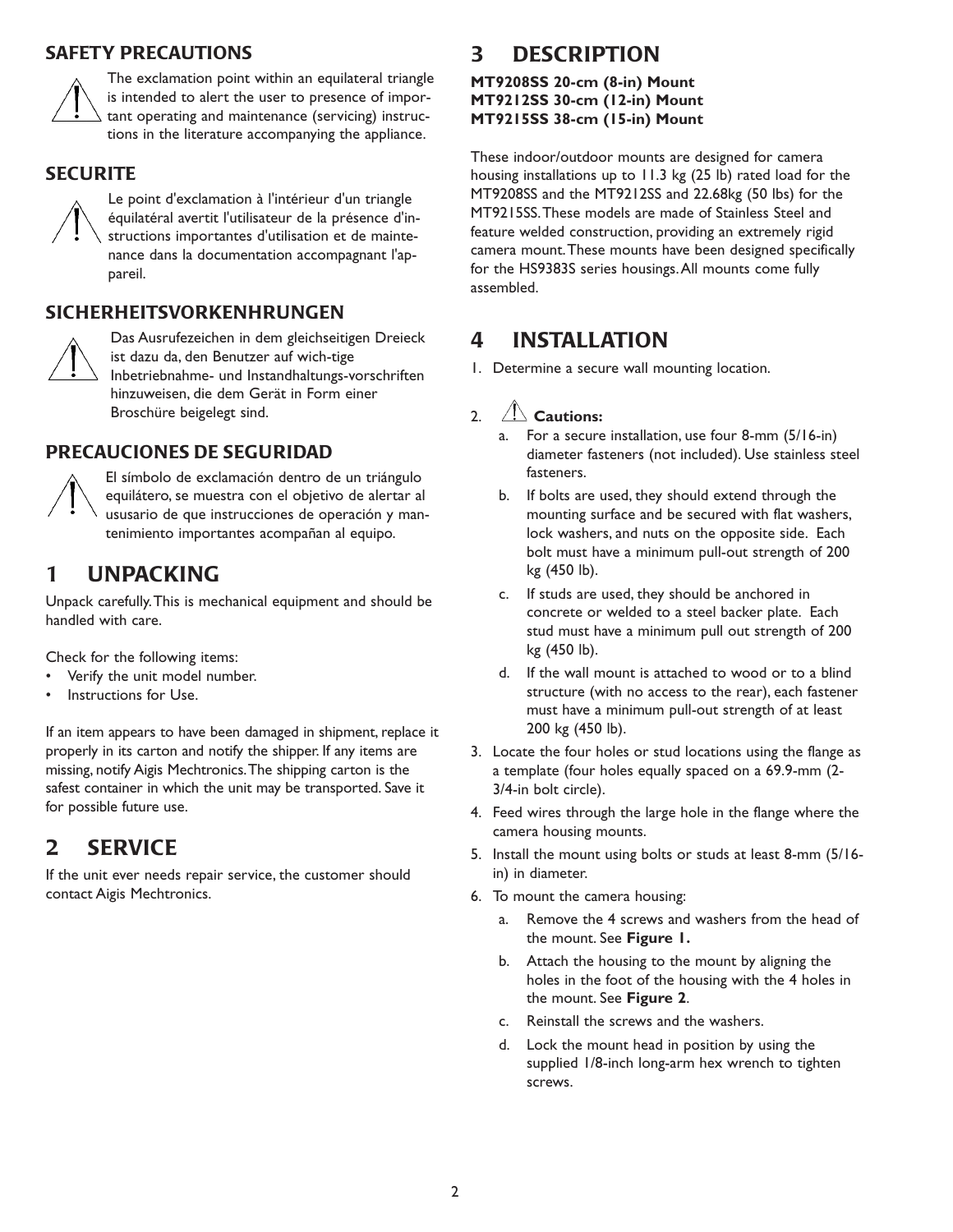## SAFETY PRECAUTIONS

The exclamation point within an equilateral triangle is intended to alert the user to presence of important operating and maintenance (servicing) instructions in the literature accompanying the appliance.

## SECURITE

Le point d'exclamation à l'intérieur d'un triangle équilatéral avertit l'utilisateur de la présence d'instructions importantes d'utilisation et de maintenance dans la documentation accompagnant l'appareil.

## SICHERHEITSVORKENHRUNGEN

Das Ausrufezeichen in dem gleichseitigen Dreieck ist dazu da, den Benutzer auf wich-tige Inbetriebnahme- und Instandhaltungs-vorschriften hinzuweisen, die dem Gerät in Form einer Broschüre beigelegt sind.

## PRECAUCIONES DE SEGURIDAD

El símbolo de exclamación dentro de un triángulo equilátero, se muestra con el objetivo de alertar al ususario de que instrucciones de operación y mantenimiento importantes acompañan al equipo.

# 1 UNPACKING

Unpack carefully. This is mechanical equipment and should be handled with care.

Check for the following items:

- Verify the unit model number.
- Instructions for Use.

If an item appears to have been damaged in shipment, replace it properly in its carton and notify the shipper. If any items are missing, notify Aigis Mechtronics. The shipping carton is the safest container in which the unit may be transported. Save it for possible future use.

# 2 SERVICE

If the unit ever needs repair service, the customer should contact Aigis Mechtronics.

# 3 DESCRIPTION

**MT9208SS 20-cm (8-in) Mount**
**MT9212SS 30-cm (12-in) Mount**
**MT9215SS 38-cm (15-in) Mount**

These indoor/outdoor mounts are designed for camera housing installations up to 11.3 kg (25 lb) rated load for the MT9208SS and the MT9212SS and 22.68kg (50 lbs) for the MT9215SS. These models are made of Stainless Steel and feature welded construction, providing an extremely rigid camera mount. These mounts have been designed specifically for the HS9383S series housings. All mounts come fully assembled.

# 4 INSTALLATION

1. Determine a secure wall mounting location.

2. **Cautions:**
   a. For a secure installation, use four 8-mm (5/16-in) diameter fasteners (not included). Use stainless steel fasteners.
   b. If bolts are used, they should extend through the mounting surface and be secured with flat washers, lock washers, and nuts on the opposite side. Each bolt must have a minimum pull-out strength of 200 kg (450 lb).
   c. If studs are used, they should be anchored in concrete or welded to a steel backer plate. Each stud must have a minimum pull out strength of 200 kg (450 lb).
   d. If the wall mount is attached to wood or to a blind structure (with no access to the rear), each fastener must have a minimum pull-out strength of at least 200 kg (450 lb).

3. Locate the four holes or stud locations using the flange as a template (four holes equally spaced on a 69.9-mm (2-3/4-in bolt circle).
4. Feed wires through the large hole in the flange where the camera housing mounts.
5. Install the mount using bolts or studs at least 8-mm (5/16-in) in diameter.
6. To mount the camera housing:
   a. Remove the 4 screws and washers from the head of the mount. See **Figure 1.**
   b. Attach the housing to the mount by aligning the holes in the foot of the housing with the 4 holes in the mount. See **Figure 2**.
   c. Reinstall the screws and the washers.
   d. Lock the mount head in position by using the supplied 1/8-inch long-arm hex wrench to tighten screws.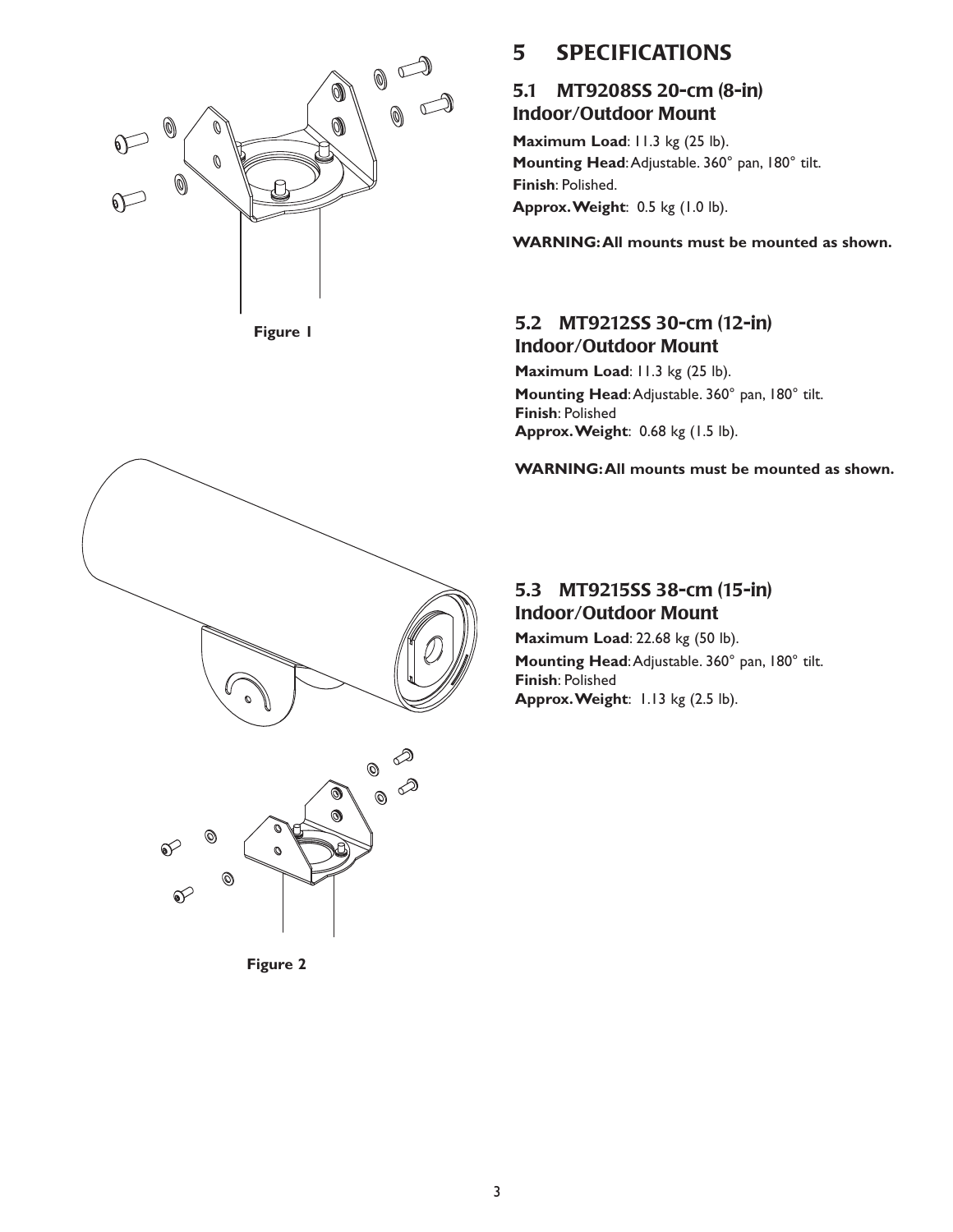Figure 1

Figure 2

# 5 SPECIFICATIONS

## 5.1 MT9208SS 20-cm (8-in) Indoor/Outdoor Mount

**Maximum Load**: 11.3 kg (25 lb).
**Mounting Head**: Adjustable. 360° pan, 180° tilt.
**Finish**: Polished.
**Approx. Weight**: 0.5 kg (1.0 lb).

**WARNING: All mounts must be mounted as shown.**

## 5.2 MT9212SS 30-cm (12-in) Indoor/Outdoor Mount

**Maximum Load**: 11.3 kg (25 lb).
**Mounting Head**: Adjustable. 360° pan, 180° tilt.
**Finish**: Polished
**Approx. Weight**: 0.68 kg (1.5 lb).

**WARNING: All mounts must be mounted as shown.**

## 5.3 MT9215SS 38-cm (15-in) Indoor/Outdoor Mount

**Maximum Load**: 22.68 kg (50 lb).
**Mounting Head**: Adjustable. 360° pan, 180° tilt.
**Finish**: Polished
**Approx. Weight**: 1.13 kg (2.5 lb).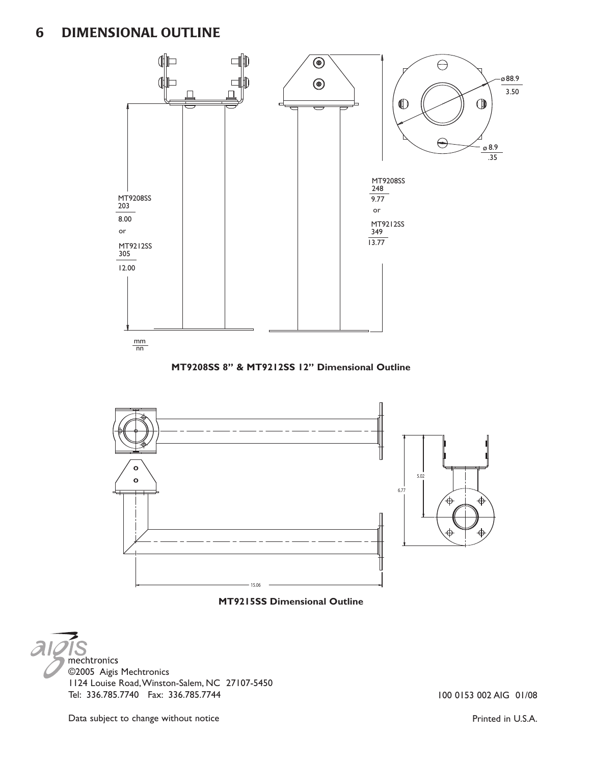# 6 DIMENSIONAL OUTLINE

MT9208SS
203
8.00
or
MT9212SS
305
12.00

MT9208SS
248
9.77
or
MT9212SS
349
13.77

ø 88.9
3.50

ø 8.9
.35

mm
nn

**MT9208SS 8" & MT9212SS 12" Dimensional Outline**

5.02

6.77

15.06

**MT9215SS Dimensional Outline**

aigis mechtronics
©2005 Aigis Mechtronics
1124 Louise Road, Winston-Salem, NC 27107-5450
Tel: 336.785.7740 Fax: 336.785.7744

100 0153 002 AIG 01/08

Data subject to change without notice

Printed in U.S.A.